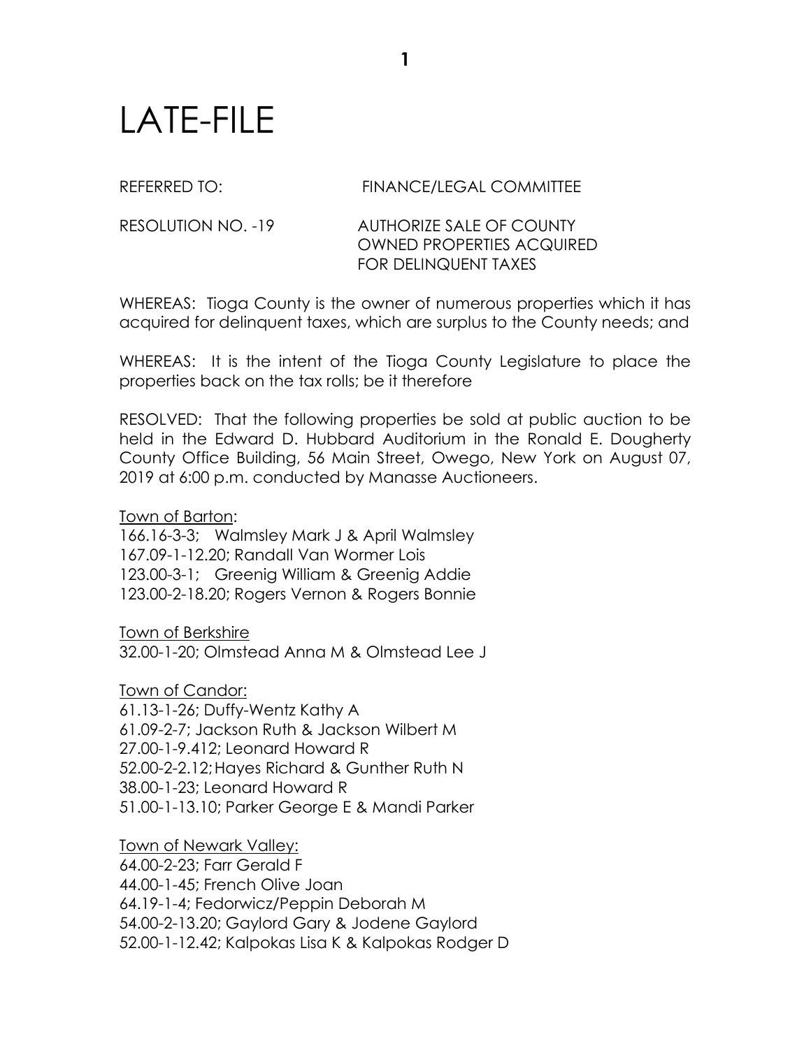# LATE-FILE

REFERRED TO: FINANCE/LEGAL COMMITTEE

RESOLUTION NO. -19 AUTHORIZE SALE OF COUNTY OWNED PROPERTIES ACQUIRED FOR DELINQUENT TAXES

WHEREAS: Tioga County is the owner of numerous properties which it has acquired for delinquent taxes, which are surplus to the County needs; and

WHEREAS: It is the intent of the Tioga County Legislature to place the properties back on the tax rolls; be it therefore

RESOLVED: That the following properties be sold at public auction to be held in the Edward D. Hubbard Auditorium in the Ronald E. Dougherty County Office Building, 56 Main Street, Owego, New York on August 07, 2019 at 6:00 p.m. conducted by Manasse Auctioneers.

Town of Barton:
166.16-3-3; Walmsley Mark J & April Walmsley
167.09-1-12.20; Randall Van Wormer Lois
123.00-3-1; Greenig William & Greenig Addie
123.00-2-18.20; Rogers Vernon & Rogers Bonnie

Town of Berkshire
32.00-1-20; Olmstead Anna M & Olmstead Lee J

Town of Candor:
61.13-1-26; Duffy-Wentz Kathy A
61.09-2-7; Jackson Ruth & Jackson Wilbert M
27.00-1-9.412; Leonard Howard R
52.00-2-2.12; Hayes Richard & Gunther Ruth N
38.00-1-23; Leonard Howard R
51.00-1-13.10; Parker George E & Mandi Parker

Town of Newark Valley:
64.00-2-23; Farr Gerald F
44.00-1-45; French Olive Joan
64.19-1-4; Fedorwicz/Peppin Deborah M
54.00-2-13.20; Gaylord Gary & Jodene Gaylord
52.00-1-12.42; Kalpokas Lisa K & Kalpokas Rodger D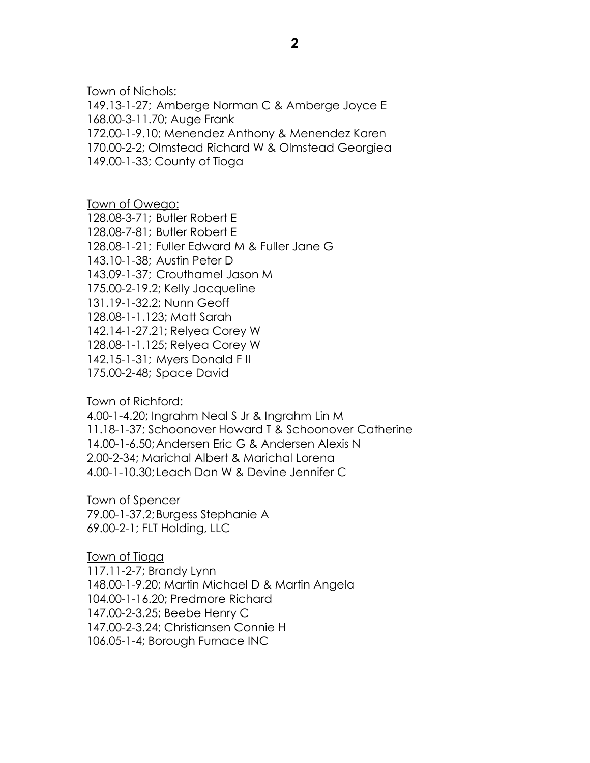Town of Nichols:

149.13-1-27; Amberge Norman C & Amberge Joyce E
168.00-3-11.70; Auge Frank
172.00-1-9.10; Menendez Anthony & Menendez Karen
170.00-2-2; Olmstead Richard W & Olmstead Georgiea
149.00-1-33; County of Tioga

Town of Owego:

128.08-3-71; Butler Robert E
128.08-7-81; Butler Robert E
128.08-1-21; Fuller Edward M & Fuller Jane G
143.10-1-38; Austin Peter D
143.09-1-37; Crouthamel Jason M
175.00-2-19.2; Kelly Jacqueline
131.19-1-32.2; Nunn Geoff
128.08-1-1.123; Matt Sarah
142.14-1-27.21; Relyea Corey W
128.08-1-1.125; Relyea Corey W
142.15-1-31; Myers Donald F II
175.00-2-48; Space David

Town of Richford:

4.00-1-4.20; Ingrahm Neal S Jr & Ingrahm Lin M
11.18-1-37; Schoonover Howard T & Schoonover Catherine
14.00-1-6.50; Andersen Eric G & Andersen Alexis N
2.00-2-34; Marichal Albert & Marichal Lorena
4.00-1-10.30; Leach Dan W & Devine Jennifer C

Town of Spencer

79.00-1-37.2; Burgess Stephanie A
69.00-2-1; FLT Holding, LLC

Town of Tioga

117.11-2-7; Brandy Lynn
148.00-1-9.20; Martin Michael D & Martin Angela
104.00-1-16.20; Predmore Richard
147.00-2-3.25; Beebe Henry C
147.00-2-3.24; Christiansen Connie H
106.05-1-4; Borough Furnace INC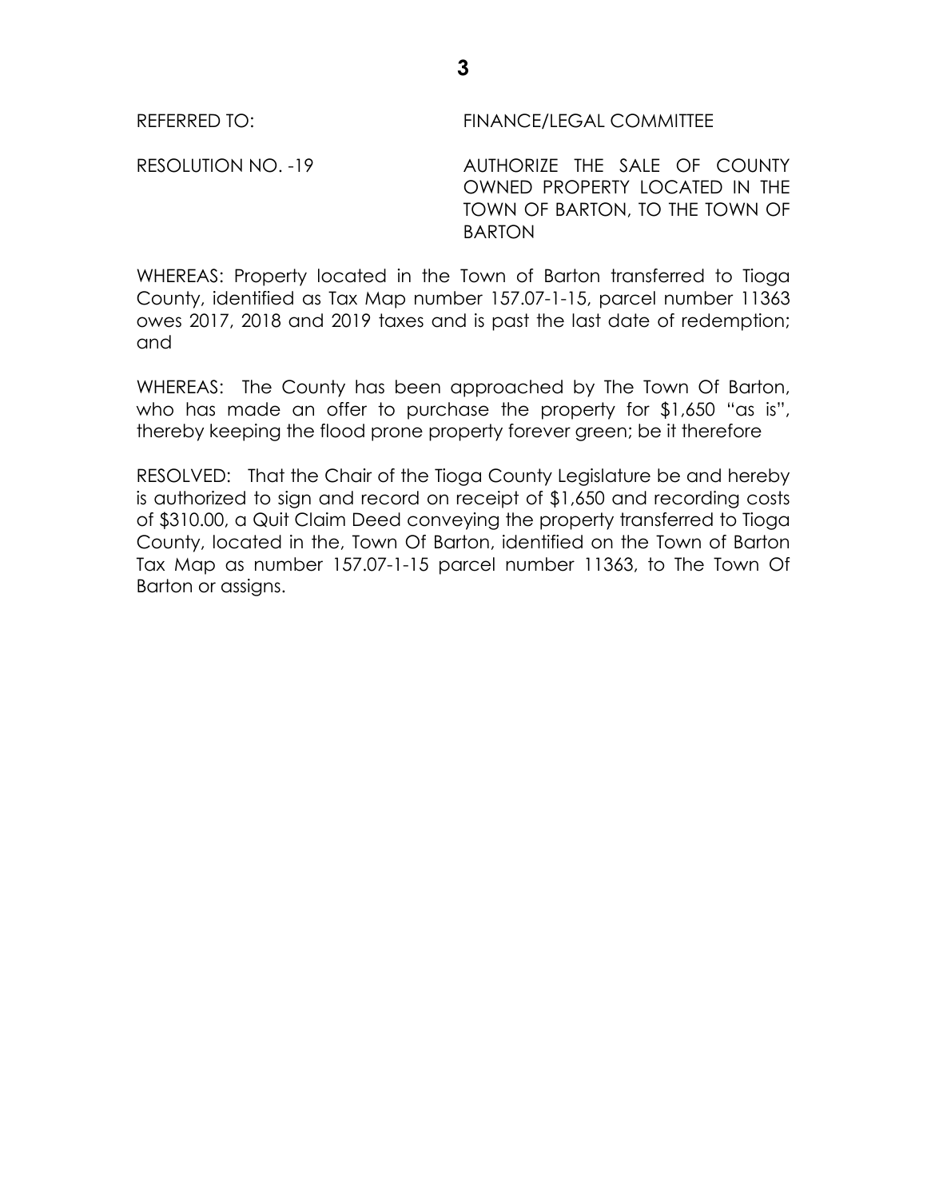REFERRED TO: FINANCE/LEGAL COMMITTEE

RESOLUTION NO. -19 AUTHORIZE THE SALE OF COUNTY OWNED PROPERTY LOCATED IN THE TOWN OF BARTON, TO THE TOWN OF BARTON

WHEREAS: Property located in the Town of Barton transferred to Tioga County, identified as Tax Map number 157.07-1-15, parcel number 11363 owes 2017, 2018 and 2019 taxes and is past the last date of redemption; and

WHEREAS: The County has been approached by The Town Of Barton, who has made an offer to purchase the property for $1,650 "as is", thereby keeping the flood prone property forever green; be it therefore

RESOLVED: That the Chair of the Tioga County Legislature be and hereby is authorized to sign and record on receipt of $1,650 and recording costs of $310.00, a Quit Claim Deed conveying the property transferred to Tioga County, located in the, Town Of Barton, identified on the Town of Barton Tax Map as number 157.07-1-15 parcel number 11363, to The Town Of Barton or assigns.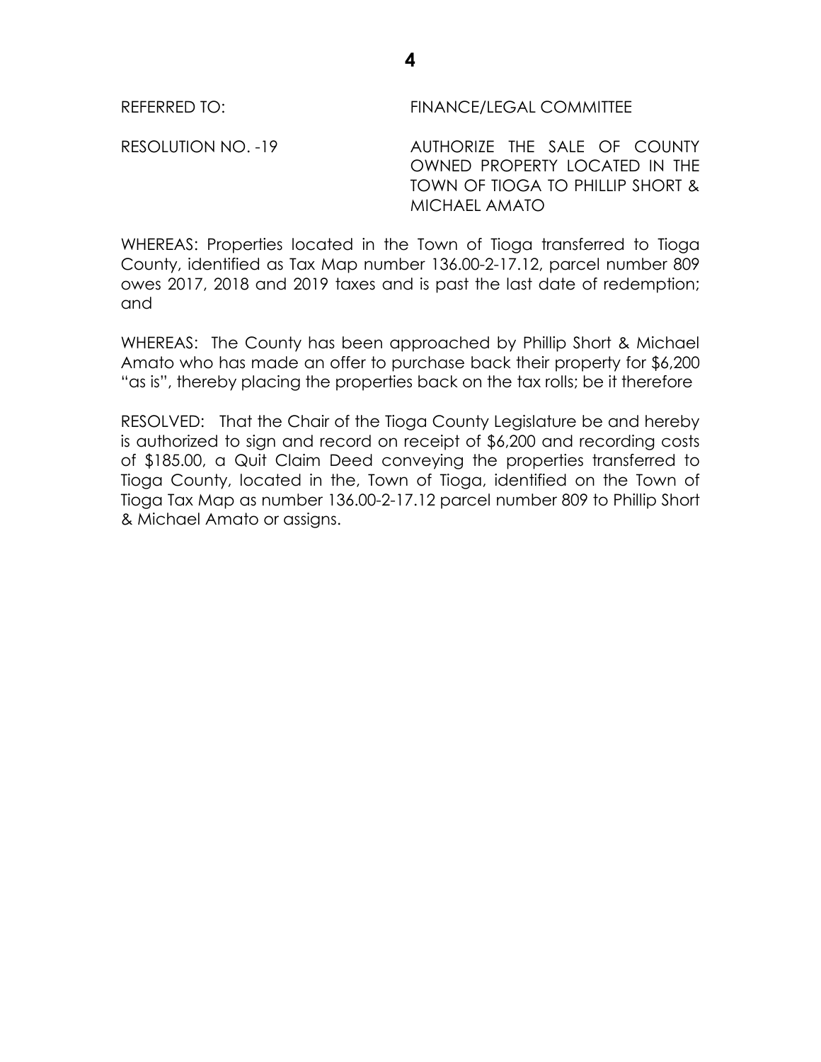REFERRED TO: FINANCE/LEGAL COMMITTEE

RESOLUTION NO. -19 AUTHORIZE THE SALE OF COUNTY OWNED PROPERTY LOCATED IN THE TOWN OF TIOGA TO PHILLIP SHORT & MICHAEL AMATO

WHEREAS: Properties located in the Town of Tioga transferred to Tioga County, identified as Tax Map number 136.00-2-17.12, parcel number 809 owes 2017, 2018 and 2019 taxes and is past the last date of redemption; and

WHEREAS: The County has been approached by Phillip Short & Michael Amato who has made an offer to purchase back their property for $6,200 "as is", thereby placing the properties back on the tax rolls; be it therefore

RESOLVED: That the Chair of the Tioga County Legislature be and hereby is authorized to sign and record on receipt of $6,200 and recording costs of $185.00, a Quit Claim Deed conveying the properties transferred to Tioga County, located in the, Town of Tioga, identified on the Town of Tioga Tax Map as number 136.00-2-17.12 parcel number 809 to Phillip Short & Michael Amato or assigns.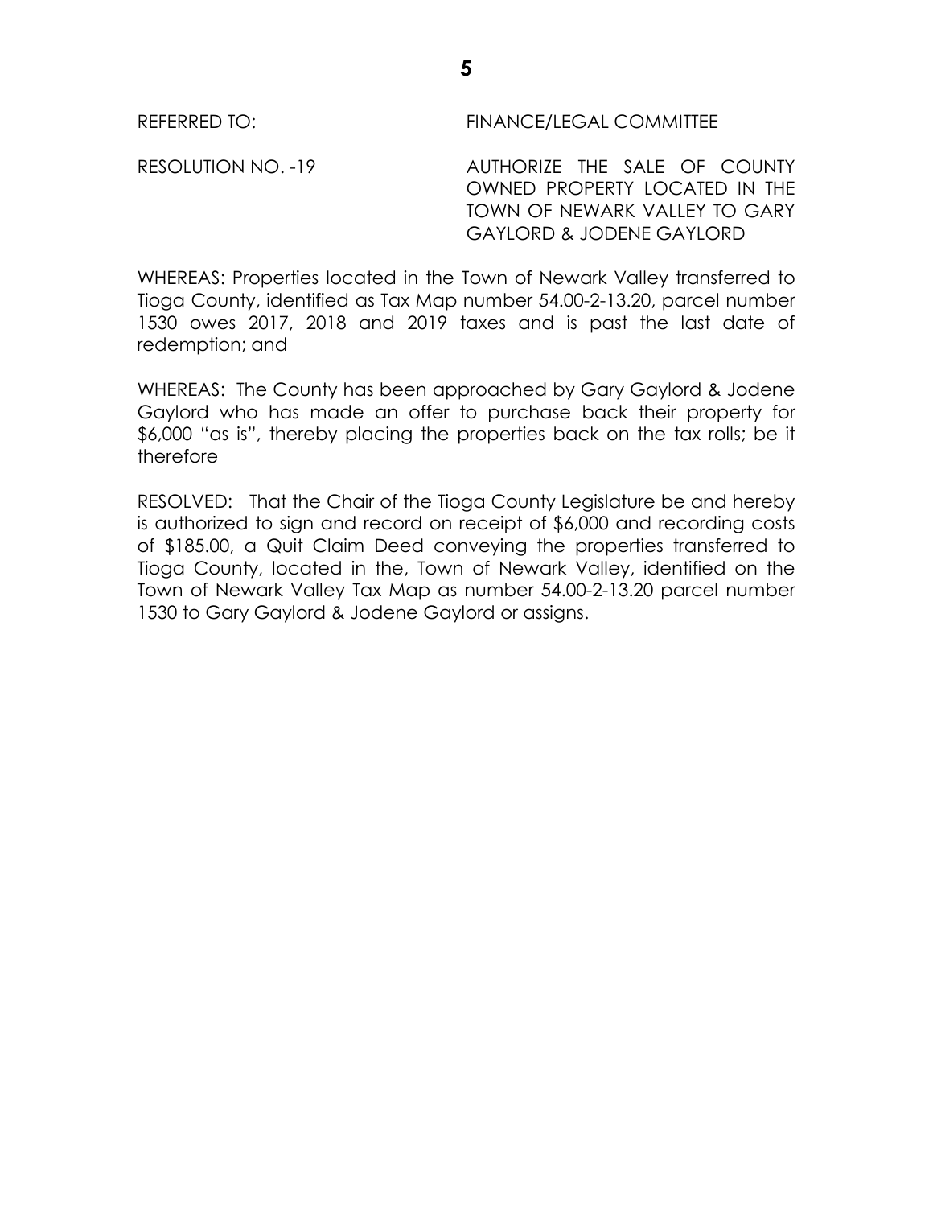REFERRED TO: FINANCE/LEGAL COMMITTEE

RESOLUTION NO. -19 AUTHORIZE THE SALE OF COUNTY OWNED PROPERTY LOCATED IN THE TOWN OF NEWARK VALLEY TO GARY GAYLORD & JODENE GAYLORD

WHEREAS: Properties located in the Town of Newark Valley transferred to Tioga County, identified as Tax Map number 54.00-2-13.20, parcel number 1530 owes 2017, 2018 and 2019 taxes and is past the last date of redemption; and

WHEREAS: The County has been approached by Gary Gaylord & Jodene Gaylord who has made an offer to purchase back their property for $6,000 "as is", thereby placing the properties back on the tax rolls; be it therefore

RESOLVED: That the Chair of the Tioga County Legislature be and hereby is authorized to sign and record on receipt of $6,000 and recording costs of $185.00, a Quit Claim Deed conveying the properties transferred to Tioga County, located in the, Town of Newark Valley, identified on the Town of Newark Valley Tax Map as number 54.00-2-13.20 parcel number 1530 to Gary Gaylord & Jodene Gaylord or assigns.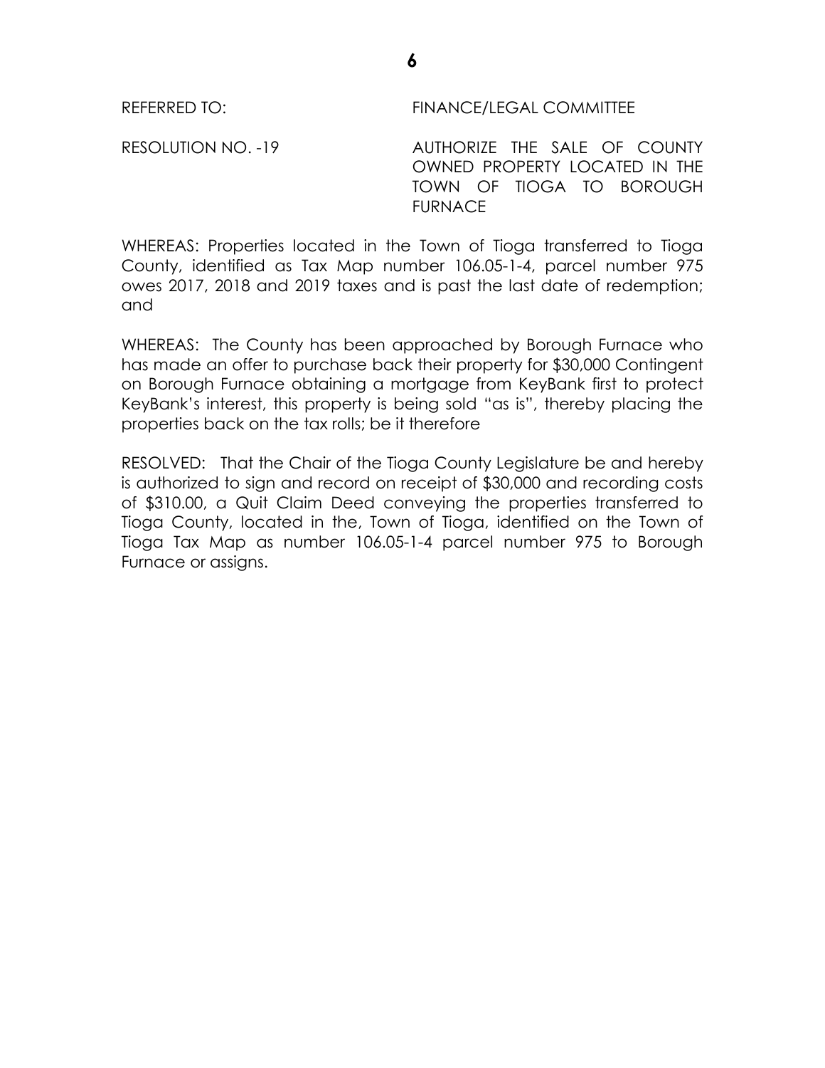REFERRED TO: FINANCE/LEGAL COMMITTEE

RESOLUTION NO. -19 AUTHORIZE THE SALE OF COUNTY OWNED PROPERTY LOCATED IN THE TOWN OF TIOGA TO BOROUGH FURNACE

WHEREAS: Properties located in the Town of Tioga transferred to Tioga County, identified as Tax Map number 106.05-1-4, parcel number 975 owes 2017, 2018 and 2019 taxes and is past the last date of redemption; and

WHEREAS: The County has been approached by Borough Furnace who has made an offer to purchase back their property for $30,000 Contingent on Borough Furnace obtaining a mortgage from KeyBank first to protect KeyBank's interest, this property is being sold "as is", thereby placing the properties back on the tax rolls; be it therefore

RESOLVED: That the Chair of the Tioga County Legislature be and hereby is authorized to sign and record on receipt of $30,000 and recording costs of $310.00, a Quit Claim Deed conveying the properties transferred to Tioga County, located in the, Town of Tioga, identified on the Town of Tioga Tax Map as number 106.05-1-4 parcel number 975 to Borough Furnace or assigns.